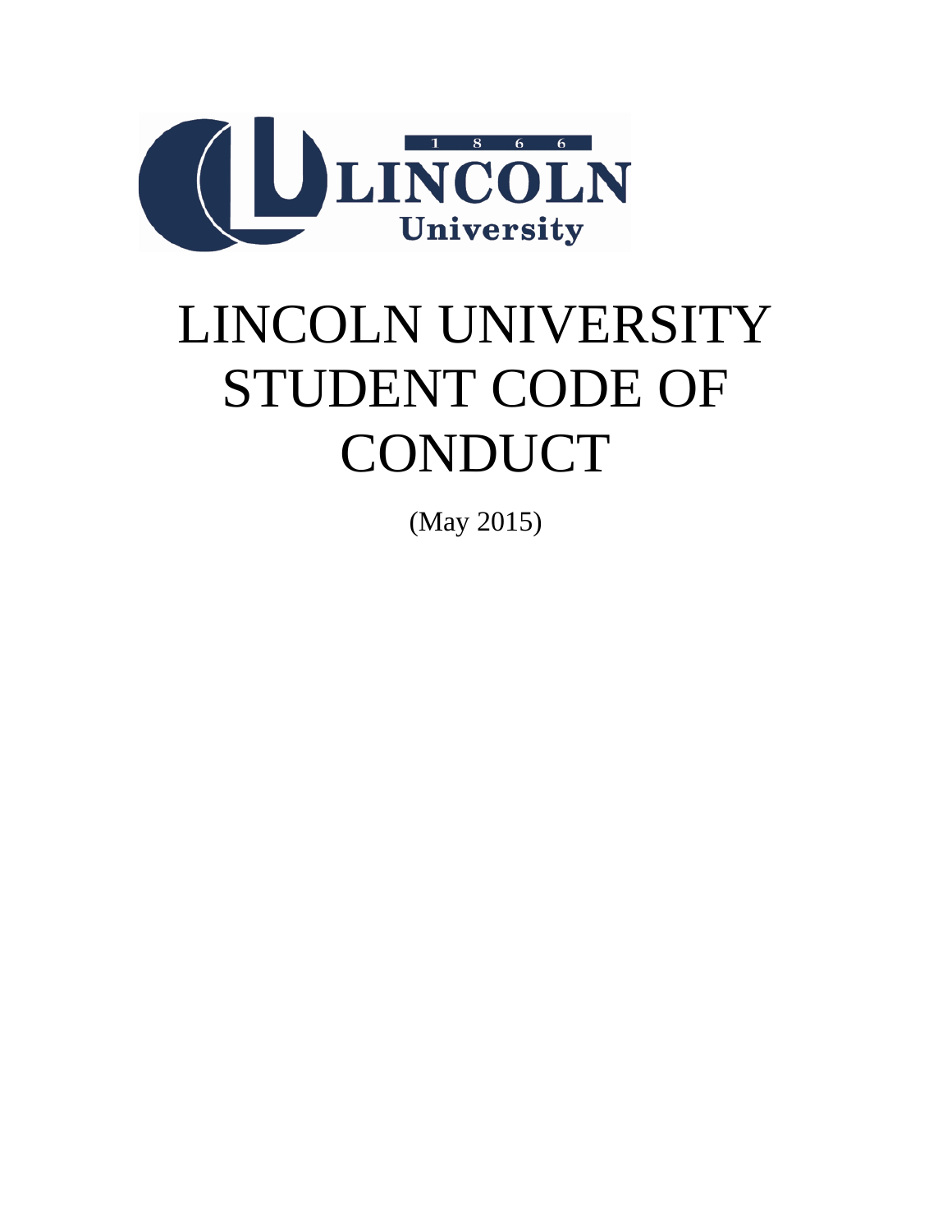# LINCOLN UNIVERSITY STUDENT CODE OF CONDUCT

(May 2015)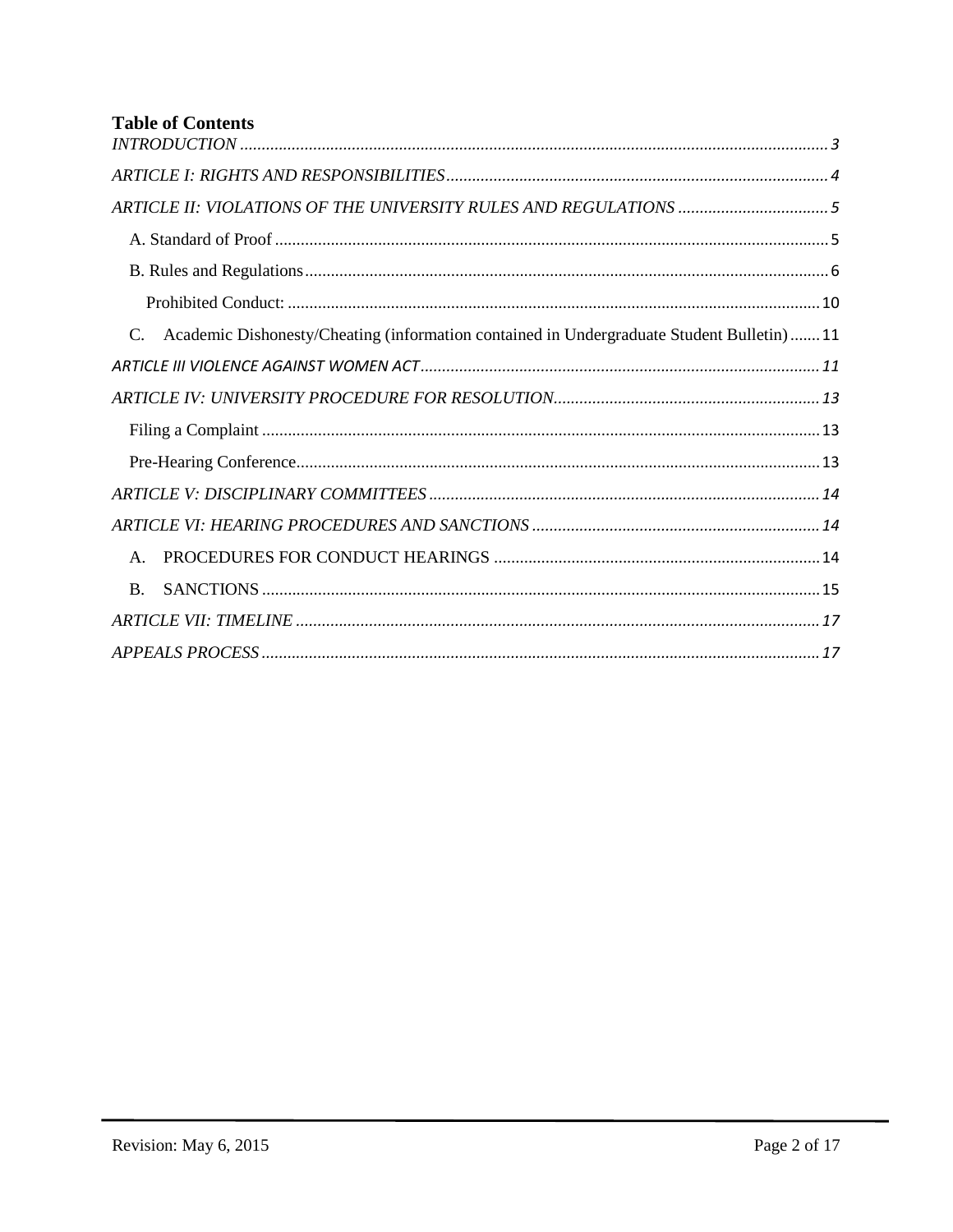# Table of Contents

*INTRODUCTION* ........................................................................................................................ *3*

*ARTICLE I: RIGHTS AND RESPONSIBILITIES* ........................................................................ *4*

*ARTICLE II: VIOLATIONS OF THE UNIVERSITY RULES AND REGULATIONS* .................................. *5*

- A. Standard of Proof ............................................................................................................... 5
- B. Rules and Regulations ......................................................................................................... 6
  - Prohibited Conduct: ........................................................................................................... 10
- C. Academic Dishonesty/Cheating (information contained in Undergraduate Student Bulletin) ....... 11

*ARTICLE III VIOLENCE AGAINST WOMEN ACT* ............................................................................ *11*

*ARTICLE IV: UNIVERSITY PROCEDURE FOR RESOLUTION* ............................................................. *13*

- Filing a Complaint ................................................................................................................. 13
- Pre-Hearing Conference ......................................................................................................... 13

*ARTICLE V: DISCIPLINARY COMMITTEES* .......................................................................................... *14*

*ARTICLE VI: HEARING PROCEDURES AND SANCTIONS* .................................................................. *14*

- A. PROCEDURES FOR CONDUCT HEARINGS ........................................................................... 14
- B. SANCTIONS ................................................................................................................. 15

*ARTICLE VII: TIMELINE* ......................................................................................................... *17*

*APPEALS PROCESS* ................................................................................................................. *17*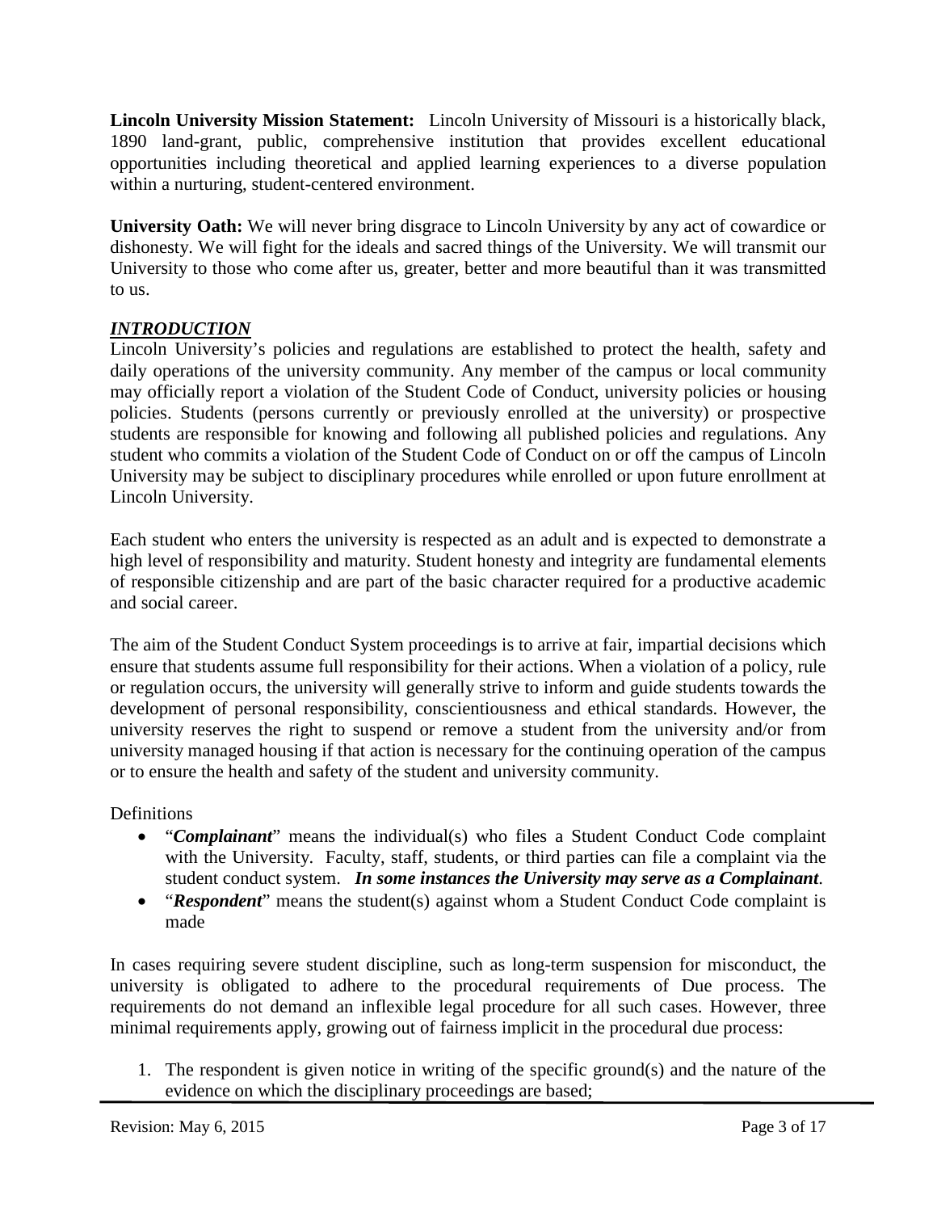**Lincoln University Mission Statement:** Lincoln University of Missouri is a historically black, 1890 land-grant, public, comprehensive institution that provides excellent educational opportunities including theoretical and applied learning experiences to a diverse population within a nurturing, student-centered environment.

**University Oath:** We will never bring disgrace to Lincoln University by any act of cowardice or dishonesty. We will fight for the ideals and sacred things of the University. We will transmit our University to those who come after us, greater, better and more beautiful than it was transmitted to us.

## ***INTRODUCTION***

Lincoln University's policies and regulations are established to protect the health, safety and daily operations of the university community. Any member of the campus or local community may officially report a violation of the Student Code of Conduct, university policies or housing policies. Students (persons currently or previously enrolled at the university) or prospective students are responsible for knowing and following all published policies and regulations. Any student who commits a violation of the Student Code of Conduct on or off the campus of Lincoln University may be subject to disciplinary procedures while enrolled or upon future enrollment at Lincoln University.

Each student who enters the university is respected as an adult and is expected to demonstrate a high level of responsibility and maturity. Student honesty and integrity are fundamental elements of responsible citizenship and are part of the basic character required for a productive academic and social career.

The aim of the Student Conduct System proceedings is to arrive at fair, impartial decisions which ensure that students assume full responsibility for their actions. When a violation of a policy, rule or regulation occurs, the university will generally strive to inform and guide students towards the development of personal responsibility, conscientiousness and ethical standards. However, the university reserves the right to suspend or remove a student from the university and/or from university managed housing if that action is necessary for the continuing operation of the campus or to ensure the health and safety of the student and university community.

Definitions

- "***Complainant***" means the individual(s) who files a Student Conduct Code complaint with the University. Faculty, staff, students, or third parties can file a complaint via the student conduct system. ***In some instances the University may serve as a Complainant***.
- "***Respondent***" means the student(s) against whom a Student Conduct Code complaint is made

In cases requiring severe student discipline, such as long-term suspension for misconduct, the university is obligated to adhere to the procedural requirements of Due process. The requirements do not demand an inflexible legal procedure for all such cases. However, three minimal requirements apply, growing out of fairness implicit in the procedural due process:

1. The respondent is given notice in writing of the specific ground(s) and the nature of the evidence on which the disciplinary proceedings are based;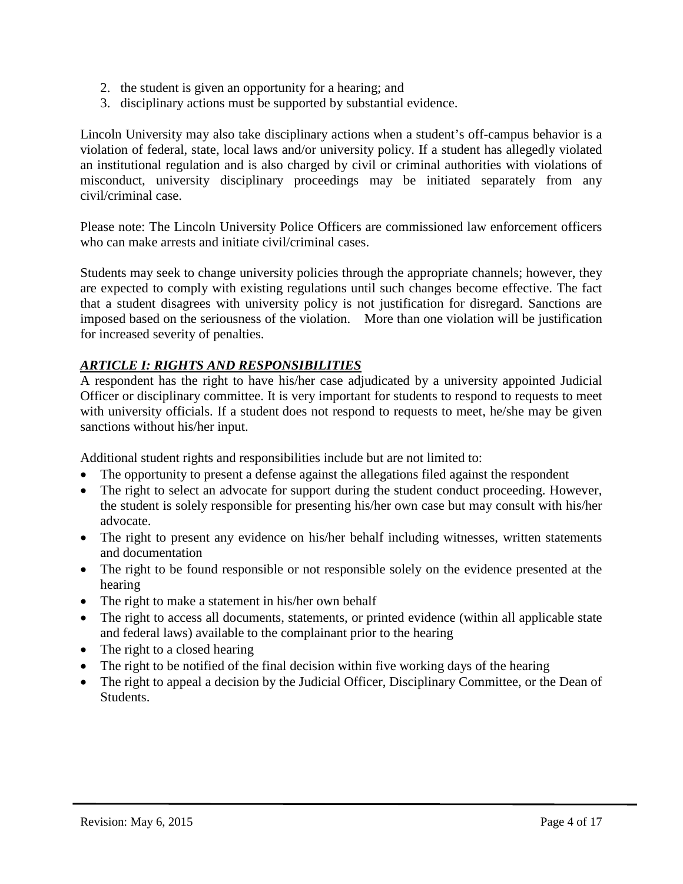2. the student is given an opportunity for a hearing; and
3. disciplinary actions must be supported by substantial evidence.

Lincoln University may also take disciplinary actions when a student's off-campus behavior is a violation of federal, state, local laws and/or university policy. If a student has allegedly violated an institutional regulation and is also charged by civil or criminal authorities with violations of misconduct, university disciplinary proceedings may be initiated separately from any civil/criminal case.

Please note: The Lincoln University Police Officers are commissioned law enforcement officers who can make arrests and initiate civil/criminal cases.

Students may seek to change university policies through the appropriate channels; however, they are expected to comply with existing regulations until such changes become effective. The fact that a student disagrees with university policy is not justification for disregard. Sanctions are imposed based on the seriousness of the violation. More than one violation will be justification for increased severity of penalties.

## ***ARTICLE I: RIGHTS AND RESPONSIBILITIES***

A respondent has the right to have his/her case adjudicated by a university appointed Judicial Officer or disciplinary committee. It is very important for students to respond to requests to meet with university officials. If a student does not respond to requests to meet, he/she may be given sanctions without his/her input.

Additional student rights and responsibilities include but are not limited to:

- The opportunity to present a defense against the allegations filed against the respondent
- The right to select an advocate for support during the student conduct proceeding. However, the student is solely responsible for presenting his/her own case but may consult with his/her advocate.
- The right to present any evidence on his/her behalf including witnesses, written statements and documentation
- The right to be found responsible or not responsible solely on the evidence presented at the hearing
- The right to make a statement in his/her own behalf
- The right to access all documents, statements, or printed evidence (within all applicable state and federal laws) available to the complainant prior to the hearing
- The right to a closed hearing
- The right to be notified of the final decision within five working days of the hearing
- The right to appeal a decision by the Judicial Officer, Disciplinary Committee, or the Dean of Students.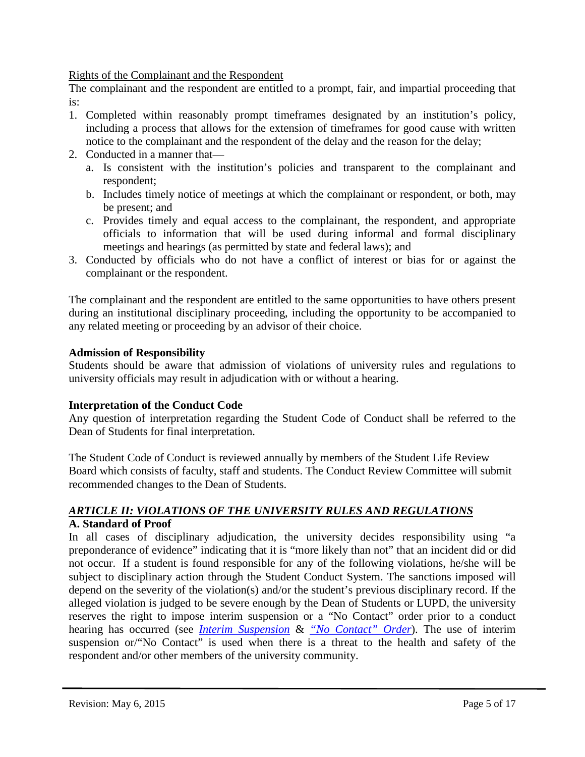Rights of the Complainant and the Respondent

The complainant and the respondent are entitled to a prompt, fair, and impartial proceeding that is:

1. Completed within reasonably prompt timeframes designated by an institution's policy, including a process that allows for the extension of timeframes for good cause with written notice to the complainant and the respondent of the delay and the reason for the delay;
2. Conducted in a manner that—
   a. Is consistent with the institution's policies and transparent to the complainant and respondent;
   b. Includes timely notice of meetings at which the complainant or respondent, or both, may be present; and
   c. Provides timely and equal access to the complainant, the respondent, and appropriate officials to information that will be used during informal and formal disciplinary meetings and hearings (as permitted by state and federal laws); and
3. Conducted by officials who do not have a conflict of interest or bias for or against the complainant or the respondent.

The complainant and the respondent are entitled to the same opportunities to have others present during an institutional disciplinary proceeding, including the opportunity to be accompanied to any related meeting or proceeding by an advisor of their choice.

**Admission of Responsibility**

Students should be aware that admission of violations of university rules and regulations to university officials may result in adjudication with or without a hearing.

**Interpretation of the Conduct Code**

Any question of interpretation regarding the Student Code of Conduct shall be referred to the Dean of Students for final interpretation.

The Student Code of Conduct is reviewed annually by members of the Student Life Review Board which consists of faculty, staff and students. The Conduct Review Committee will submit recommended changes to the Dean of Students.

## ***ARTICLE II: VIOLATIONS OF THE UNIVERSITY RULES AND REGULATIONS***

### A. Standard of Proof

In all cases of disciplinary adjudication, the university decides responsibility using "a preponderance of evidence" indicating that it is "more likely than not" that an incident did or did not occur. If a student is found responsible for any of the following violations, he/she will be subject to disciplinary action through the Student Conduct System. The sanctions imposed will depend on the severity of the violation(s) and/or the student's previous disciplinary record. If the alleged violation is judged to be severe enough by the Dean of Students or LUPD, the university reserves the right to impose interim suspension or a "No Contact" order prior to a conduct hearing has occurred (see ***Interim Suspension*** & *"No Contact" Order*). The use of interim suspension or/"No Contact" is used when there is a threat to the health and safety of the respondent and/or other members of the university community.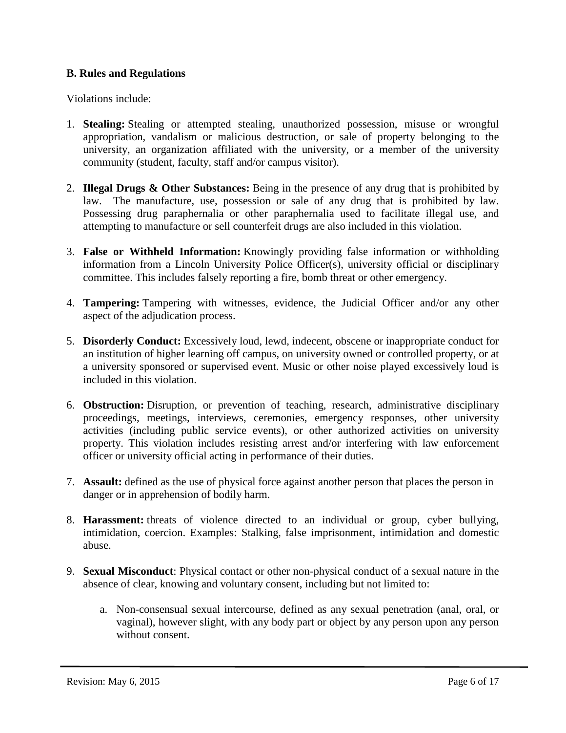**B. Rules and Regulations**

Violations include:

1. **Stealing:** Stealing or attempted stealing, unauthorized possession, misuse or wrongful appropriation, vandalism or malicious destruction, or sale of property belonging to the university, an organization affiliated with the university, or a member of the university community (student, faculty, staff and/or campus visitor).

2. **Illegal Drugs & Other Substances:** Being in the presence of any drug that is prohibited by law. The manufacture, use, possession or sale of any drug that is prohibited by law. Possessing drug paraphernalia or other paraphernalia used to facilitate illegal use, and attempting to manufacture or sell counterfeit drugs are also included in this violation.

3. **False or Withheld Information:** Knowingly providing false information or withholding information from a Lincoln University Police Officer(s), university official or disciplinary committee. This includes falsely reporting a fire, bomb threat or other emergency.

4. **Tampering:** Tampering with witnesses, evidence, the Judicial Officer and/or any other aspect of the adjudication process.

5. **Disorderly Conduct:** Excessively loud, lewd, indecent, obscene or inappropriate conduct for an institution of higher learning off campus, on university owned or controlled property, or at a university sponsored or supervised event. Music or other noise played excessively loud is included in this violation.

6. **Obstruction:** Disruption, or prevention of teaching, research, administrative disciplinary proceedings, meetings, interviews, ceremonies, emergency responses, other university activities (including public service events), or other authorized activities on university property. This violation includes resisting arrest and/or interfering with law enforcement officer or university official acting in performance of their duties.

7. **Assault:** defined as the use of physical force against another person that places the person in danger or in apprehension of bodily harm.

8. **Harassment:** threats of violence directed to an individual or group, cyber bullying, intimidation, coercion. Examples: Stalking, false imprisonment, intimidation and domestic abuse.

9. **Sexual Misconduct**: Physical contact or other non-physical conduct of a sexual nature in the absence of clear, knowing and voluntary consent, including but not limited to:

    a. Non-consensual sexual intercourse, defined as any sexual penetration (anal, oral, or vaginal), however slight, with any body part or object by any person upon any person without consent.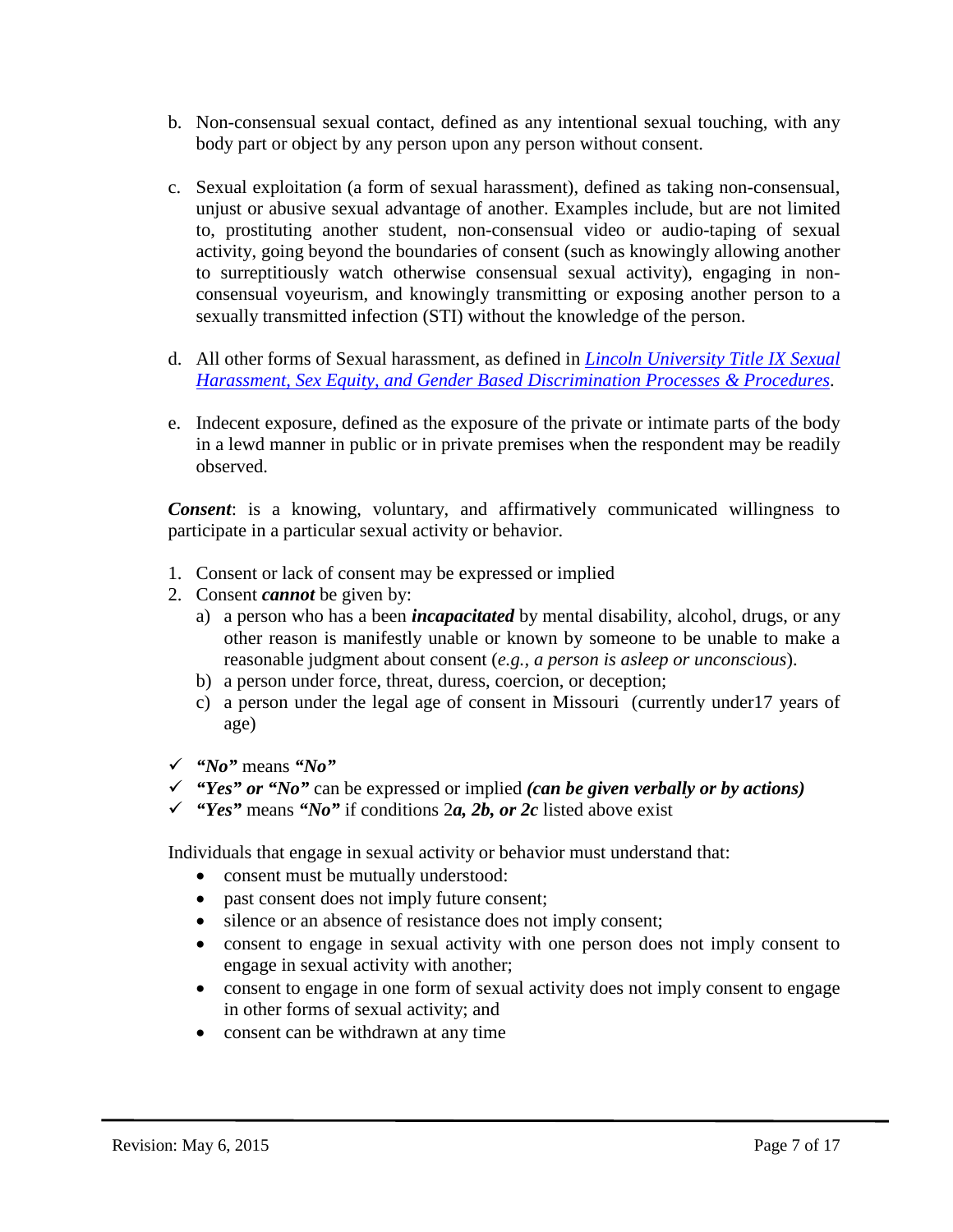b. Non-consensual sexual contact, defined as any intentional sexual touching, with any body part or object by any person upon any person without consent.

c. Sexual exploitation (a form of sexual harassment), defined as taking non-consensual, unjust or abusive sexual advantage of another. Examples include, but are not limited to, prostituting another student, non-consensual video or audio-taping of sexual activity, going beyond the boundaries of consent (such as knowingly allowing another to surreptitiously watch otherwise consensual sexual activity), engaging in non-consensual voyeurism, and knowingly transmitting or exposing another person to a sexually transmitted infection (STI) without the knowledge of the person.

d. All other forms of Sexual harassment, as defined in *Lincoln University Title IX Sexual Harassment, Sex Equity, and Gender Based Discrimination Processes & Procedures*.

e. Indecent exposure, defined as the exposure of the private or intimate parts of the body in a lewd manner in public or in private premises when the respondent may be readily observed.

***Consent***: is a knowing, voluntary, and affirmatively communicated willingness to participate in a particular sexual activity or behavior.

1. Consent or lack of consent may be expressed or implied
2. Consent ***cannot*** be given by:
   a) a person who has a been ***incapacitated*** by mental disability, alcohol, drugs, or any other reason is manifestly unable or known by someone to be unable to make a reasonable judgment about consent (*e.g., a person is asleep or unconscious*).
   b) a person under force, threat, duress, coercion, or deception;
   c) a person under the legal age of consent in Missouri (currently under17 years of age)

- ✓ ***"No"*** means ***"No"***
- ✓ ***"Yes" or "No"*** can be expressed or implied ***(can be given verbally or by actions)***
- ✓ ***"Yes"*** means ***"No"*** if conditions 2***a, 2b, or 2c*** listed above exist

Individuals that engage in sexual activity or behavior must understand that:

- consent must be mutually understood:
- past consent does not imply future consent;
- silence or an absence of resistance does not imply consent;
- consent to engage in sexual activity with one person does not imply consent to engage in sexual activity with another;
- consent to engage in one form of sexual activity does not imply consent to engage in other forms of sexual activity; and
- consent can be withdrawn at any time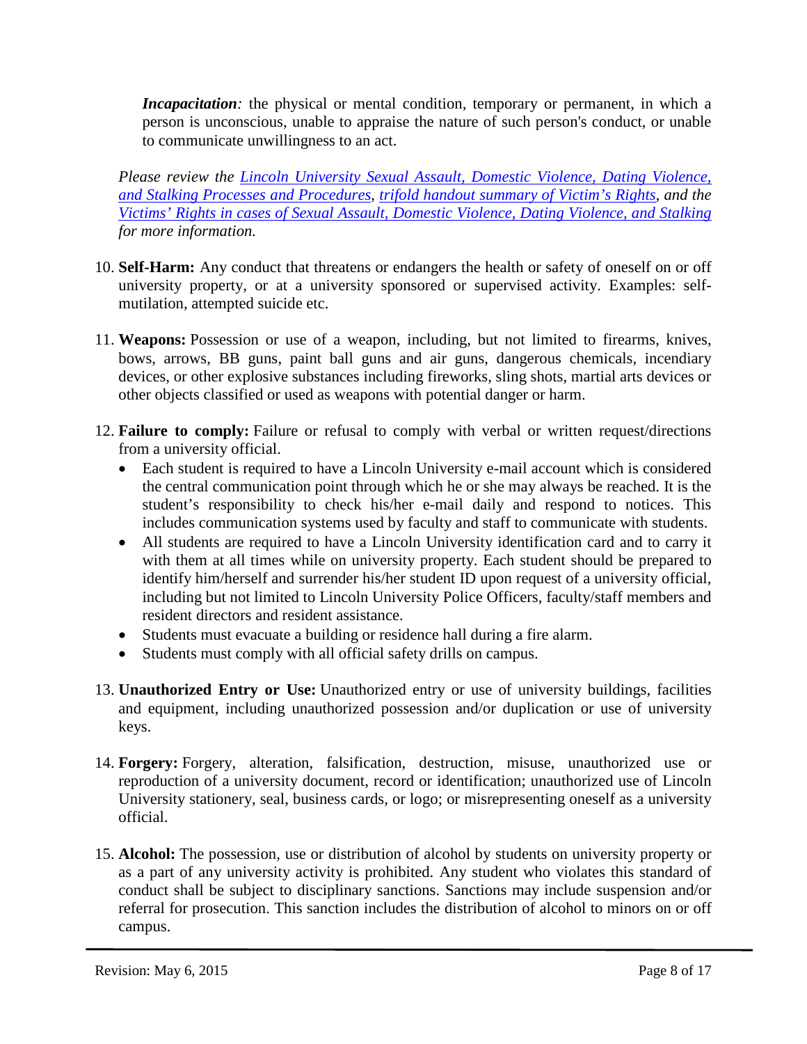***Incapacitation****:* the physical or mental condition, temporary or permanent, in which a person is unconscious, unable to appraise the nature of such person's conduct, or unable to communicate unwillingness to an act.

*Please review the [Lincoln University Sexual Assault, Domestic Violence, Dating Violence, and Stalking Processes and Procedures](), [trifold handout summary of Victim's Rights](), and the [Victims' Rights in cases of Sexual Assault, Domestic Violence, Dating Violence, and Stalking]() for more information.*

10. **Self-Harm:** Any conduct that threatens or endangers the health or safety of oneself on or off university property, or at a university sponsored or supervised activity. Examples: self-mutilation, attempted suicide etc.

11. **Weapons:** Possession or use of a weapon, including, but not limited to firearms, knives, bows, arrows, BB guns, paint ball guns and air guns, dangerous chemicals, incendiary devices, or other explosive substances including fireworks, sling shots, martial arts devices or other objects classified or used as weapons with potential danger or harm.

12. **Failure to comply:** Failure or refusal to comply with verbal or written request/directions from a university official.
    - Each student is required to have a Lincoln University e-mail account which is considered the central communication point through which he or she may always be reached. It is the student's responsibility to check his/her e-mail daily and respond to notices. This includes communication systems used by faculty and staff to communicate with students.
    - All students are required to have a Lincoln University identification card and to carry it with them at all times while on university property. Each student should be prepared to identify him/herself and surrender his/her student ID upon request of a university official, including but not limited to Lincoln University Police Officers, faculty/staff members and resident directors and resident assistance.
    - Students must evacuate a building or residence hall during a fire alarm.
    - Students must comply with all official safety drills on campus.

13. **Unauthorized Entry or Use:** Unauthorized entry or use of university buildings, facilities and equipment, including unauthorized possession and/or duplication or use of university keys.

14. **Forgery:** Forgery, alteration, falsification, destruction, misuse, unauthorized use or reproduction of a university document, record or identification; unauthorized use of Lincoln University stationery, seal, business cards, or logo; or misrepresenting oneself as a university official.

15. **Alcohol:** The possession, use or distribution of alcohol by students on university property or as a part of any university activity is prohibited. Any student who violates this standard of conduct shall be subject to disciplinary sanctions. Sanctions may include suspension and/or referral for prosecution. This sanction includes the distribution of alcohol to minors on or off campus.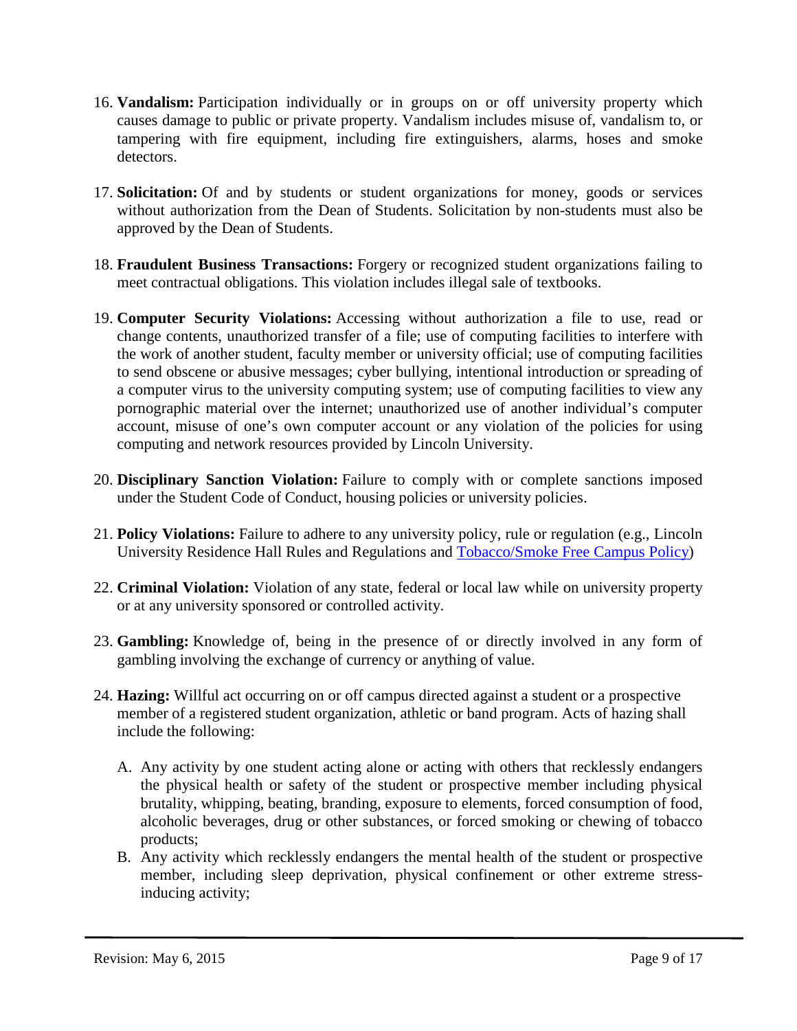16. **Vandalism:** Participation individually or in groups on or off university property which causes damage to public or private property. Vandalism includes misuse of, vandalism to, or tampering with fire equipment, including fire extinguishers, alarms, hoses and smoke detectors.

17. **Solicitation:** Of and by students or student organizations for money, goods or services without authorization from the Dean of Students. Solicitation by non-students must also be approved by the Dean of Students.

18. **Fraudulent Business Transactions:** Forgery or recognized student organizations failing to meet contractual obligations. This violation includes illegal sale of textbooks.

19. **Computer Security Violations:** Accessing without authorization a file to use, read or change contents, unauthorized transfer of a file; use of computing facilities to interfere with the work of another student, faculty member or university official; use of computing facilities to send obscene or abusive messages; cyber bullying, intentional introduction or spreading of a computer virus to the university computing system; use of computing facilities to view any pornographic material over the internet; unauthorized use of another individual's computer account, misuse of one's own computer account or any violation of the policies for using computing and network resources provided by Lincoln University.

20. **Disciplinary Sanction Violation:** Failure to comply with or complete sanctions imposed under the Student Code of Conduct, housing policies or university policies.

21. **Policy Violations:** Failure to adhere to any university policy, rule or regulation (e.g., Lincoln University Residence Hall Rules and Regulations and Tobacco/Smoke Free Campus Policy)

22. **Criminal Violation:** Violation of any state, federal or local law while on university property or at any university sponsored or controlled activity.

23. **Gambling:** Knowledge of, being in the presence of or directly involved in any form of gambling involving the exchange of currency or anything of value.

24. **Hazing:** Willful act occurring on or off campus directed against a student or a prospective member of a registered student organization, athletic or band program. Acts of hazing shall include the following:

    A. Any activity by one student acting alone or acting with others that recklessly endangers the physical health or safety of the student or prospective member including physical brutality, whipping, beating, branding, exposure to elements, forced consumption of food, alcoholic beverages, drug or other substances, or forced smoking or chewing of tobacco products;

    B. Any activity which recklessly endangers the mental health of the student or prospective member, including sleep deprivation, physical confinement or other extreme stress-inducing activity;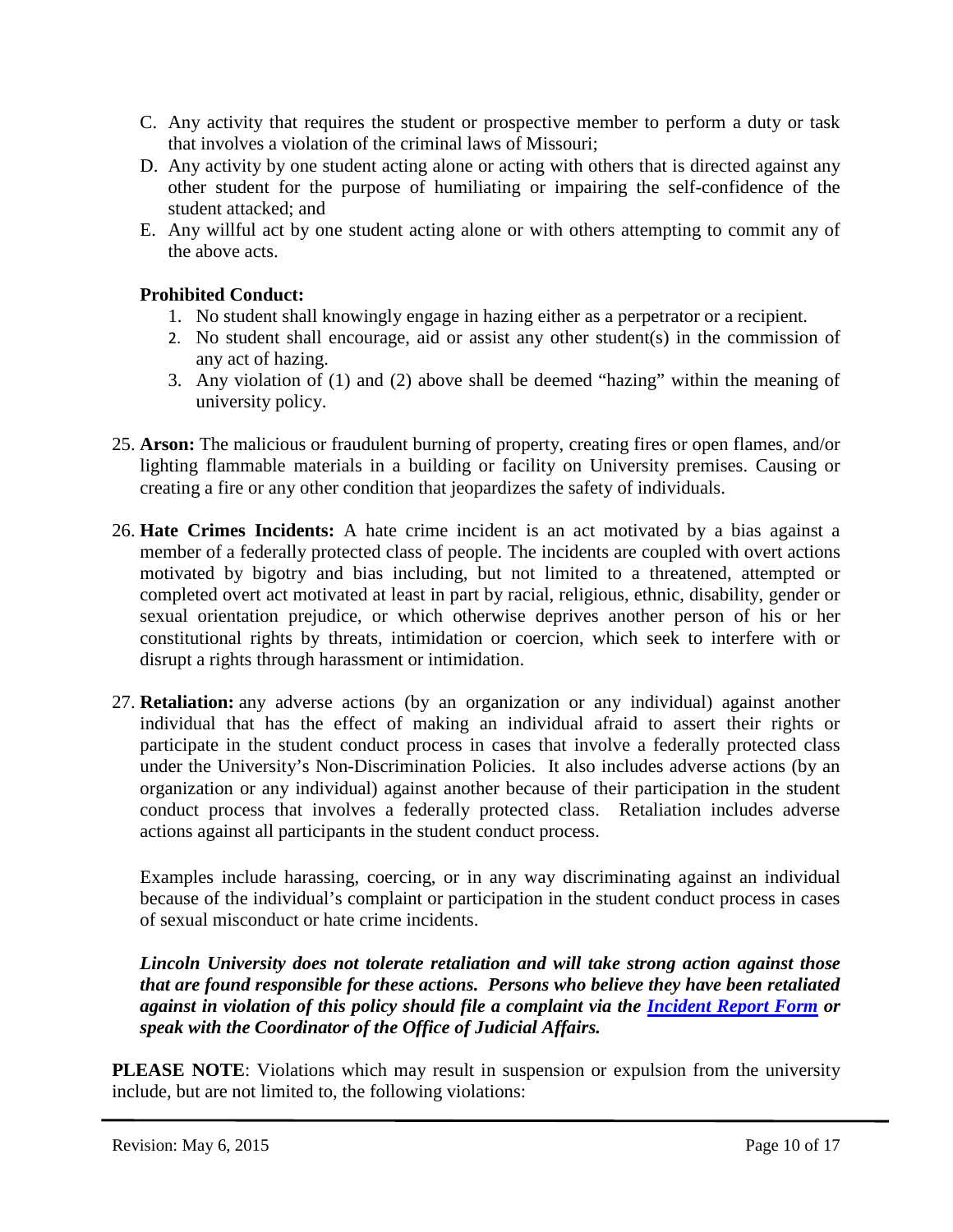C. Any activity that requires the student or prospective member to perform a duty or task that involves a violation of the criminal laws of Missouri;

D. Any activity by one student acting alone or acting with others that is directed against any other student for the purpose of humiliating or impairing the self-confidence of the student attacked; and

E. Any willful act by one student acting alone or with others attempting to commit any of the above acts.

**Prohibited Conduct:**

1. No student shall knowingly engage in hazing either as a perpetrator or a recipient.
2. No student shall encourage, aid or assist any other student(s) in the commission of any act of hazing.
3. Any violation of (1) and (2) above shall be deemed "hazing" within the meaning of university policy.

25. **Arson:** The malicious or fraudulent burning of property, creating fires or open flames, and/or lighting flammable materials in a building or facility on University premises. Causing or creating a fire or any other condition that jeopardizes the safety of individuals.

26. **Hate Crimes Incidents:** A hate crime incident is an act motivated by a bias against a member of a federally protected class of people. The incidents are coupled with overt actions motivated by bigotry and bias including, but not limited to a threatened, attempted or completed overt act motivated at least in part by racial, religious, ethnic, disability, gender or sexual orientation prejudice, or which otherwise deprives another person of his or her constitutional rights by threats, intimidation or coercion, which seek to interfere with or disrupt a rights through harassment or intimidation.

27. **Retaliation:** any adverse actions (by an organization or any individual) against another individual that has the effect of making an individual afraid to assert their rights or participate in the student conduct process in cases that involve a federally protected class under the University's Non-Discrimination Policies. It also includes adverse actions (by an organization or any individual) against another because of their participation in the student conduct process that involves a federally protected class. Retaliation includes adverse actions against all participants in the student conduct process.

    Examples include harassing, coercing, or in any way discriminating against an individual because of the individual's complaint or participation in the student conduct process in cases of sexual misconduct or hate crime incidents.

    ***Lincoln University does not tolerate retaliation and will take strong action against those that are found responsible for these actions. Persons who believe they have been retaliated against in violation of this policy should file a complaint via the Incident Report Form or speak with the Coordinator of the Office of Judicial Affairs.***

**PLEASE NOTE**: Violations which may result in suspension or expulsion from the university include, but are not limited to, the following violations: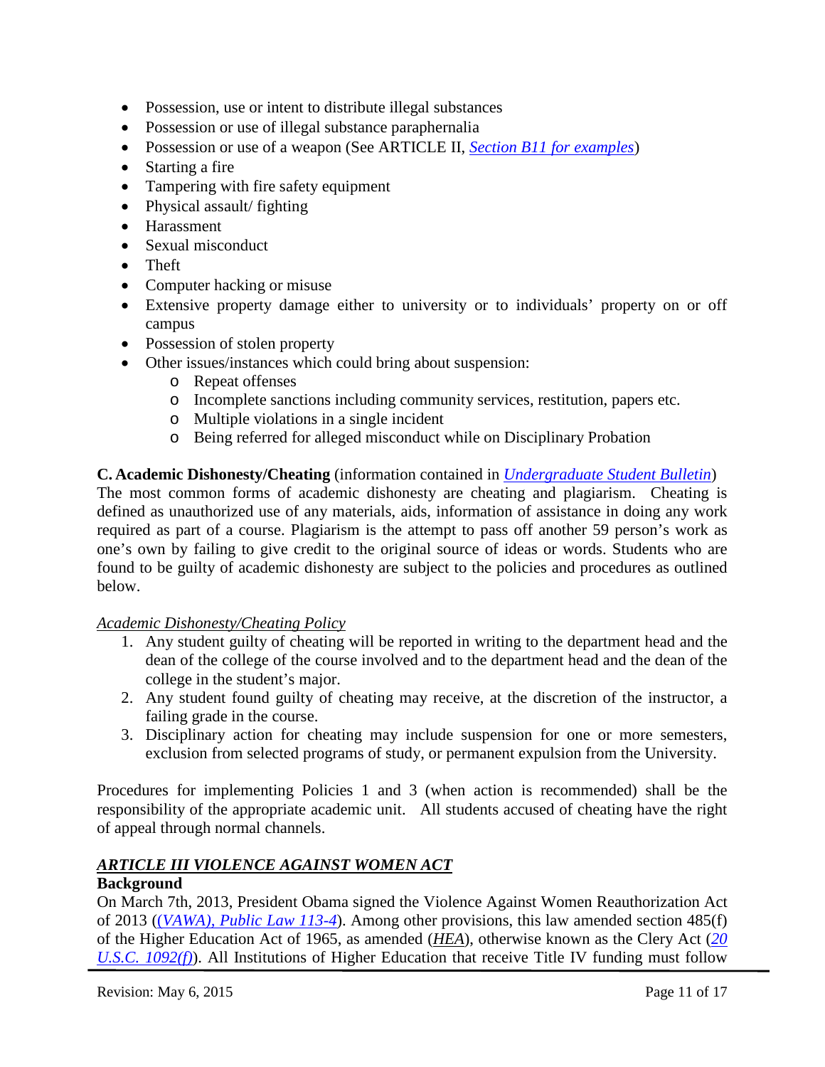- Possession, use or intent to distribute illegal substances
- Possession or use of illegal substance paraphernalia
- Possession or use of a weapon (See ARTICLE II, *Section B11 for examples*)
- Starting a fire
- Tampering with fire safety equipment
- Physical assault/ fighting
- Harassment
- Sexual misconduct
- Theft
- Computer hacking or misuse
- Extensive property damage either to university or to individuals' property on or off campus
- Possession of stolen property
- Other issues/instances which could bring about suspension:
  - Repeat offenses
  - Incomplete sanctions including community services, restitution, papers etc.
  - Multiple violations in a single incident
  - Being referred for alleged misconduct while on Disciplinary Probation

**C. Academic Dishonesty/Cheating** (information contained in *Undergraduate Student Bulletin*)
The most common forms of academic dishonesty are cheating and plagiarism. Cheating is defined as unauthorized use of any materials, aids, information of assistance in doing any work required as part of a course. Plagiarism is the attempt to pass off another 59 person's work as one's own by failing to give credit to the original source of ideas or words. Students who are found to be guilty of academic dishonesty are subject to the policies and procedures as outlined below.

*Academic Dishonesty/Cheating Policy*

1. Any student guilty of cheating will be reported in writing to the department head and the dean of the college of the course involved and to the department head and the dean of the college in the student's major.
2. Any student found guilty of cheating may receive, at the discretion of the instructor, a failing grade in the course.
3. Disciplinary action for cheating may include suspension for one or more semesters, exclusion from selected programs of study, or permanent expulsion from the University.

Procedures for implementing Policies 1 and 3 (when action is recommended) shall be the responsibility of the appropriate academic unit. All students accused of cheating have the right of appeal through normal channels.

## *ARTICLE III VIOLENCE AGAINST WOMEN ACT*

**Background**

On March 7th, 2013, President Obama signed the Violence Against Women Reauthorization Act of 2013 ((*VAWA), Public Law 113-4*). Among other provisions, this law amended section 485(f) of the Higher Education Act of 1965, as amended (*HEA*), otherwise known as the Clery Act (*20 U.S.C. 1092(f)*). All Institutions of Higher Education that receive Title IV funding must follow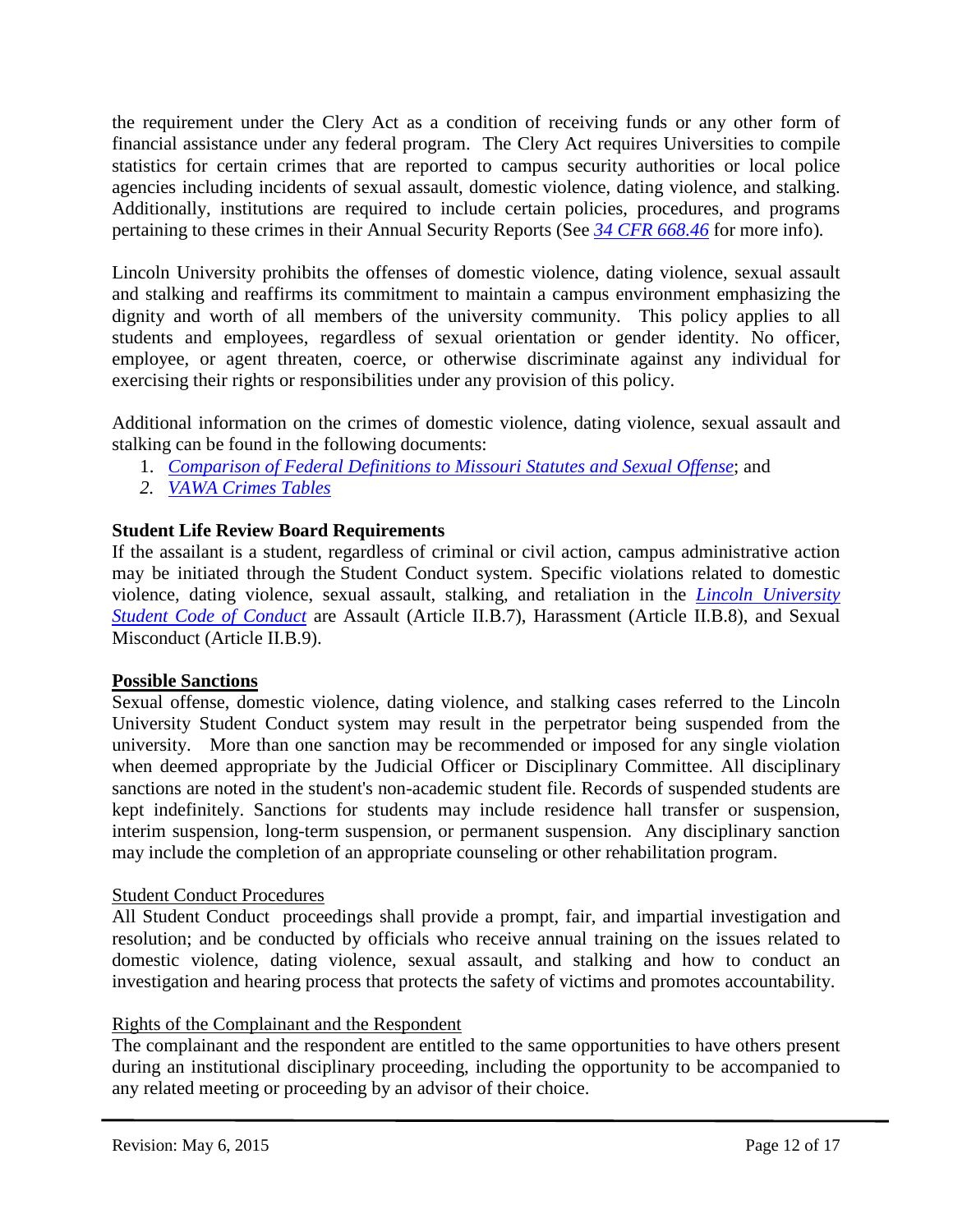the requirement under the Clery Act as a condition of receiving funds or any other form of financial assistance under any federal program. The Clery Act requires Universities to compile statistics for certain crimes that are reported to campus security authorities or local police agencies including incidents of sexual assault, domestic violence, dating violence, and stalking. Additionally, institutions are required to include certain policies, procedures, and programs pertaining to these crimes in their Annual Security Reports (See *34 CFR 668.46* for more info).

Lincoln University prohibits the offenses of domestic violence, dating violence, sexual assault and stalking and reaffirms its commitment to maintain a campus environment emphasizing the dignity and worth of all members of the university community. This policy applies to all students and employees, regardless of sexual orientation or gender identity. No officer, employee, or agent threaten, coerce, or otherwise discriminate against any individual for exercising their rights or responsibilities under any provision of this policy.

Additional information on the crimes of domestic violence, dating violence, sexual assault and stalking can be found in the following documents:

1. *Comparison of Federal Definitions to Missouri Statutes and Sexual Offense*; and
2. *VAWA Crimes Tables*

**Student Life Review Board Requirements**

If the assailant is a student, regardless of criminal or civil action, campus administrative action may be initiated through the Student Conduct system. Specific violations related to domestic violence, dating violence, sexual assault, stalking, and retaliation in the *Lincoln University Student Code of Conduct* are Assault (Article II.B.7), Harassment (Article II.B.8), and Sexual Misconduct (Article II.B.9).

**Possible Sanctions**

Sexual offense, domestic violence, dating violence, and stalking cases referred to the Lincoln University Student Conduct system may result in the perpetrator being suspended from the university. More than one sanction may be recommended or imposed for any single violation when deemed appropriate by the Judicial Officer or Disciplinary Committee. All disciplinary sanctions are noted in the student's non-academic student file. Records of suspended students are kept indefinitely. Sanctions for students may include residence hall transfer or suspension, interim suspension, long-term suspension, or permanent suspension. Any disciplinary sanction may include the completion of an appropriate counseling or other rehabilitation program.

Student Conduct Procedures

All Student Conduct proceedings shall provide a prompt, fair, and impartial investigation and resolution; and be conducted by officials who receive annual training on the issues related to domestic violence, dating violence, sexual assault, and stalking and how to conduct an investigation and hearing process that protects the safety of victims and promotes accountability.

Rights of the Complainant and the Respondent

The complainant and the respondent are entitled to the same opportunities to have others present during an institutional disciplinary proceeding, including the opportunity to be accompanied to any related meeting or proceeding by an advisor of their choice.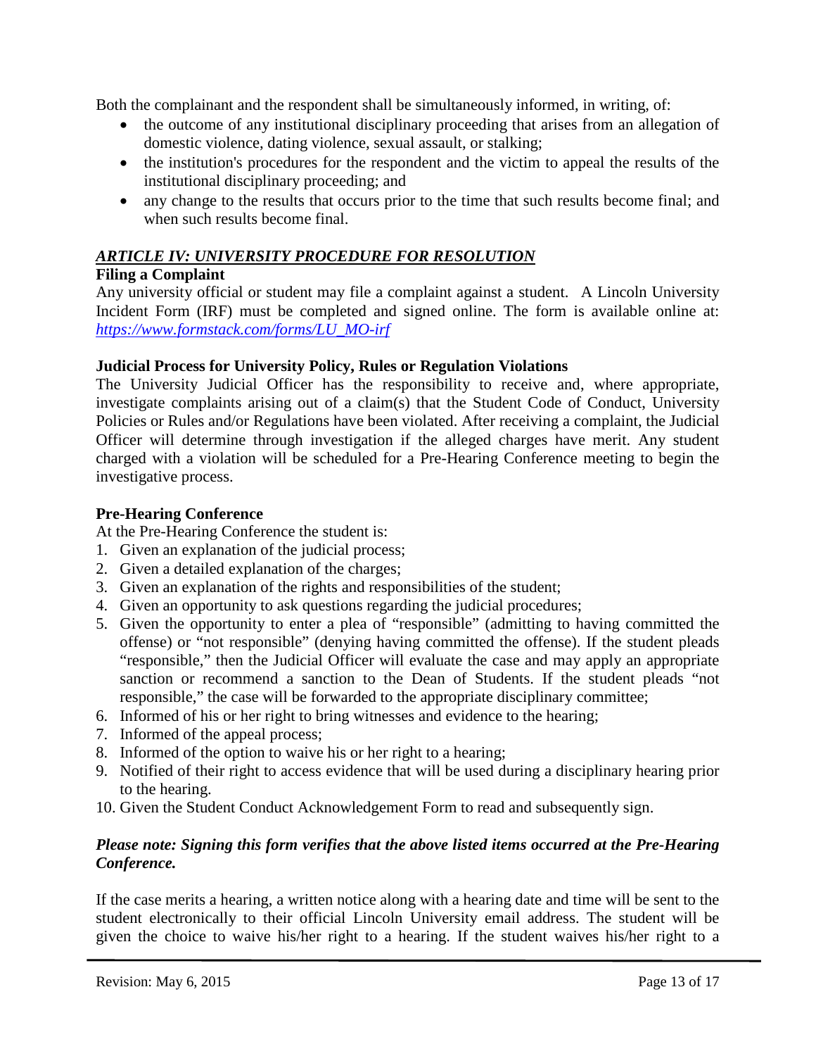Both the complainant and the respondent shall be simultaneously informed, in writing, of:

- the outcome of any institutional disciplinary proceeding that arises from an allegation of domestic violence, dating violence, sexual assault, or stalking;
- the institution's procedures for the respondent and the victim to appeal the results of the institutional disciplinary proceeding; and
- any change to the results that occurs prior to the time that such results become final; and when such results become final.

## *ARTICLE IV: UNIVERSITY PROCEDURE FOR RESOLUTION*

### Filing a Complaint

Any university official or student may file a complaint against a student. A Lincoln University Incident Form (IRF) must be completed and signed online. The form is available online at: *https://www.formstack.com/forms/LU_MO-irf*

### Judicial Process for University Policy, Rules or Regulation Violations

The University Judicial Officer has the responsibility to receive and, where appropriate, investigate complaints arising out of a claim(s) that the Student Code of Conduct, University Policies or Rules and/or Regulations have been violated. After receiving a complaint, the Judicial Officer will determine through investigation if the alleged charges have merit. Any student charged with a violation will be scheduled for a Pre-Hearing Conference meeting to begin the investigative process.

### Pre-Hearing Conference

At the Pre-Hearing Conference the student is:

1. Given an explanation of the judicial process;
2. Given a detailed explanation of the charges;
3. Given an explanation of the rights and responsibilities of the student;
4. Given an opportunity to ask questions regarding the judicial procedures;
5. Given the opportunity to enter a plea of "responsible" (admitting to having committed the offense) or "not responsible" (denying having committed the offense). If the student pleads "responsible," then the Judicial Officer will evaluate the case and may apply an appropriate sanction or recommend a sanction to the Dean of Students. If the student pleads "not responsible," the case will be forwarded to the appropriate disciplinary committee;
6. Informed of his or her right to bring witnesses and evidence to the hearing;
7. Informed of the appeal process;
8. Informed of the option to waive his or her right to a hearing;
9. Notified of their right to access evidence that will be used during a disciplinary hearing prior to the hearing.
10. Given the Student Conduct Acknowledgement Form to read and subsequently sign.

***Please note: Signing this form verifies that the above listed items occurred at the Pre-Hearing Conference.***

If the case merits a hearing, a written notice along with a hearing date and time will be sent to the student electronically to their official Lincoln University email address. The student will be given the choice to waive his/her right to a hearing. If the student waives his/her right to a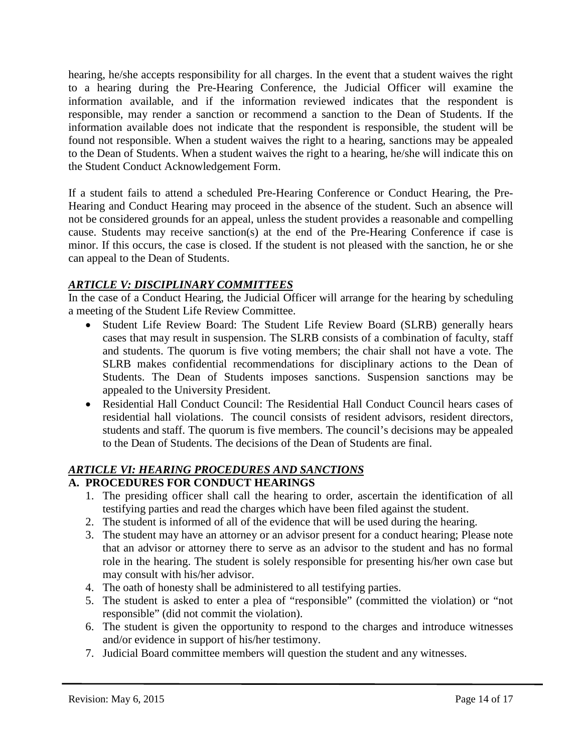hearing, he/she accepts responsibility for all charges. In the event that a student waives the right to a hearing during the Pre-Hearing Conference, the Judicial Officer will examine the information available, and if the information reviewed indicates that the respondent is responsible, may render a sanction or recommend a sanction to the Dean of Students. If the information available does not indicate that the respondent is responsible, the student will be found not responsible. When a student waives the right to a hearing, sanctions may be appealed to the Dean of Students. When a student waives the right to a hearing, he/she will indicate this on the Student Conduct Acknowledgement Form.

If a student fails to attend a scheduled Pre-Hearing Conference or Conduct Hearing, the Pre-Hearing and Conduct Hearing may proceed in the absence of the student. Such an absence will not be considered grounds for an appeal, unless the student provides a reasonable and compelling cause. Students may receive sanction(s) at the end of the Pre-Hearing Conference if case is minor. If this occurs, the case is closed. If the student is not pleased with the sanction, he or she can appeal to the Dean of Students.

### ***ARTICLE V: DISCIPLINARY COMMITTEES***

In the case of a Conduct Hearing, the Judicial Officer will arrange for the hearing by scheduling a meeting of the Student Life Review Committee.

- Student Life Review Board: The Student Life Review Board (SLRB) generally hears cases that may result in suspension. The SLRB consists of a combination of faculty, staff and students. The quorum is five voting members; the chair shall not have a vote. The SLRB makes confidential recommendations for disciplinary actions to the Dean of Students. The Dean of Students imposes sanctions. Suspension sanctions may be appealed to the University President.
- Residential Hall Conduct Council: The Residential Hall Conduct Council hears cases of residential hall violations. The council consists of resident advisors, resident directors, students and staff. The quorum is five members. The council's decisions may be appealed to the Dean of Students. The decisions of the Dean of Students are final.

### ***ARTICLE VI: HEARING PROCEDURES AND SANCTIONS***

**A. PROCEDURES FOR CONDUCT HEARINGS**

1. The presiding officer shall call the hearing to order, ascertain the identification of all testifying parties and read the charges which have been filed against the student.
2. The student is informed of all of the evidence that will be used during the hearing.
3. The student may have an attorney or an advisor present for a conduct hearing; Please note that an advisor or attorney there to serve as an advisor to the student and has no formal role in the hearing. The student is solely responsible for presenting his/her own case but may consult with his/her advisor.
4. The oath of honesty shall be administered to all testifying parties.
5. The student is asked to enter a plea of "responsible" (committed the violation) or "not responsible" (did not commit the violation).
6. The student is given the opportunity to respond to the charges and introduce witnesses and/or evidence in support of his/her testimony.
7. Judicial Board committee members will question the student and any witnesses.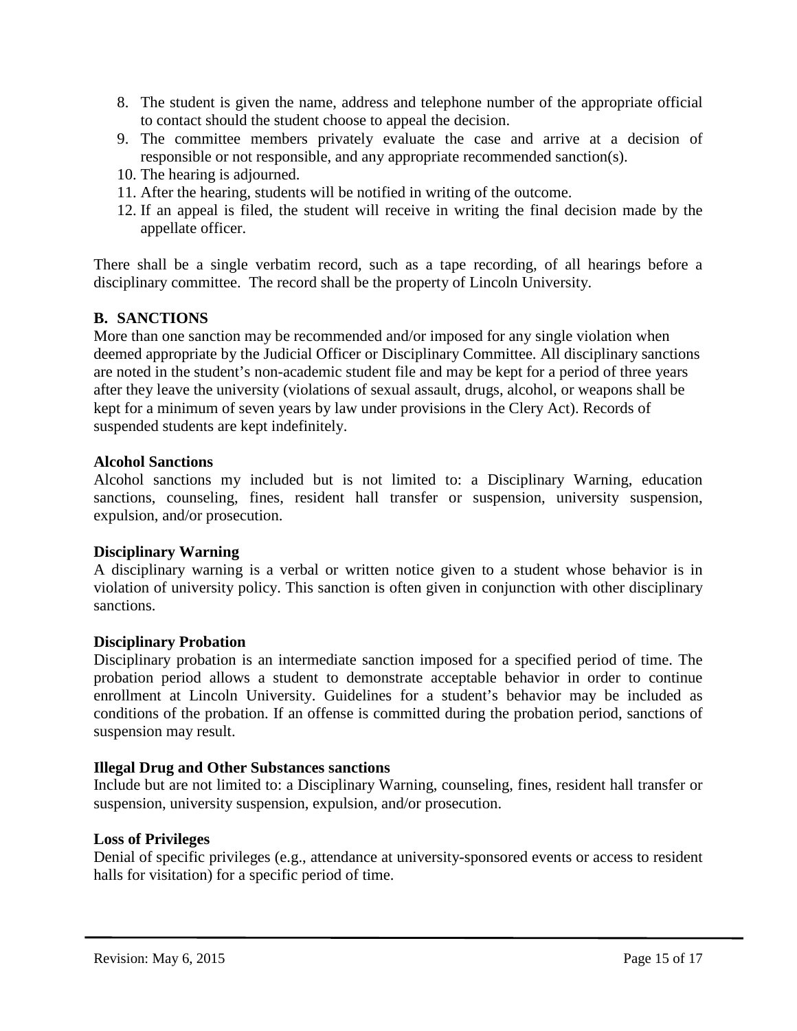8. The student is given the name, address and telephone number of the appropriate official to contact should the student choose to appeal the decision.
9. The committee members privately evaluate the case and arrive at a decision of responsible or not responsible, and any appropriate recommended sanction(s).
10. The hearing is adjourned.
11. After the hearing, students will be notified in writing of the outcome.
12. If an appeal is filed, the student will receive in writing the final decision made by the appellate officer.

There shall be a single verbatim record, such as a tape recording, of all hearings before a disciplinary committee. The record shall be the property of Lincoln University.

## B. SANCTIONS

More than one sanction may be recommended and/or imposed for any single violation when deemed appropriate by the Judicial Officer or Disciplinary Committee. All disciplinary sanctions are noted in the student's non-academic student file and may be kept for a period of three years after they leave the university (violations of sexual assault, drugs, alcohol, or weapons shall be kept for a minimum of seven years by law under provisions in the Clery Act). Records of suspended students are kept indefinitely.

**Alcohol Sanctions**

Alcohol sanctions my included but is not limited to: a Disciplinary Warning, education sanctions, counseling, fines, resident hall transfer or suspension, university suspension, expulsion, and/or prosecution.

**Disciplinary Warning**

A disciplinary warning is a verbal or written notice given to a student whose behavior is in violation of university policy. This sanction is often given in conjunction with other disciplinary sanctions.

**Disciplinary Probation**

Disciplinary probation is an intermediate sanction imposed for a specified period of time. The probation period allows a student to demonstrate acceptable behavior in order to continue enrollment at Lincoln University. Guidelines for a student's behavior may be included as conditions of the probation. If an offense is committed during the probation period, sanctions of suspension may result.

**Illegal Drug and Other Substances sanctions**

Include but are not limited to: a Disciplinary Warning, counseling, fines, resident hall transfer or suspension, university suspension, expulsion, and/or prosecution.

**Loss of Privileges**

Denial of specific privileges (e.g., attendance at university-sponsored events or access to resident halls for visitation) for a specific period of time.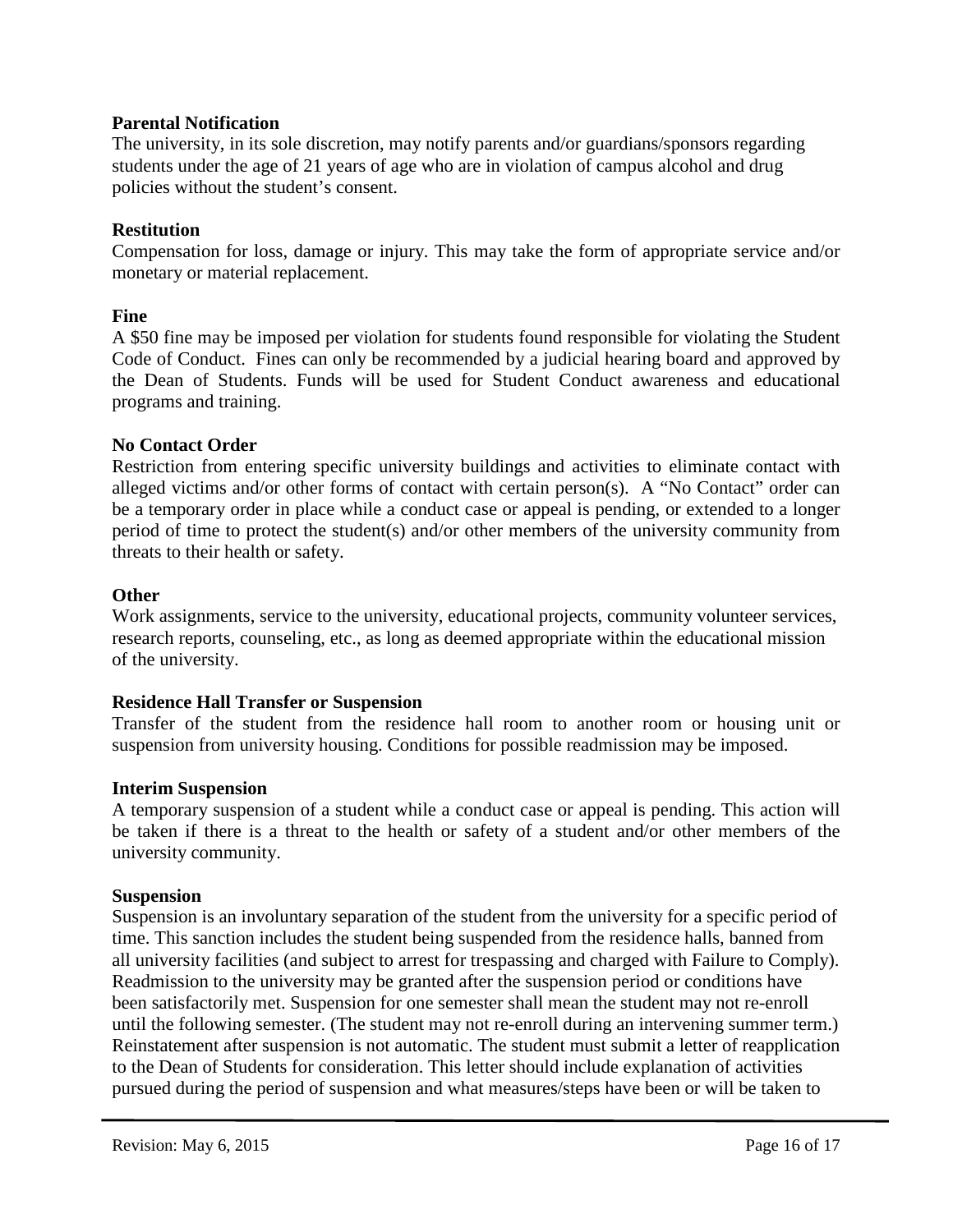**Parental Notification**

The university, in its sole discretion, may notify parents and/or guardians/sponsors regarding students under the age of 21 years of age who are in violation of campus alcohol and drug policies without the student's consent.

**Restitution**

Compensation for loss, damage or injury. This may take the form of appropriate service and/or monetary or material replacement.

**Fine**

A $50 fine may be imposed per violation for students found responsible for violating the Student Code of Conduct. Fines can only be recommended by a judicial hearing board and approved by the Dean of Students. Funds will be used for Student Conduct awareness and educational programs and training.

**No Contact Order**

Restriction from entering specific university buildings and activities to eliminate contact with alleged victims and/or other forms of contact with certain person(s). A "No Contact" order can be a temporary order in place while a conduct case or appeal is pending, or extended to a longer period of time to protect the student(s) and/or other members of the university community from threats to their health or safety.

**Other**

Work assignments, service to the university, educational projects, community volunteer services, research reports, counseling, etc., as long as deemed appropriate within the educational mission of the university.

**Residence Hall Transfer or Suspension**

Transfer of the student from the residence hall room to another room or housing unit or suspension from university housing. Conditions for possible readmission may be imposed.

**Interim Suspension**

A temporary suspension of a student while a conduct case or appeal is pending. This action will be taken if there is a threat to the health or safety of a student and/or other members of the university community.

**Suspension**

Suspension is an involuntary separation of the student from the university for a specific period of time. This sanction includes the student being suspended from the residence halls, banned from all university facilities (and subject to arrest for trespassing and charged with Failure to Comply). Readmission to the university may be granted after the suspension period or conditions have been satisfactorily met. Suspension for one semester shall mean the student may not re-enroll until the following semester. (The student may not re-enroll during an intervening summer term.) Reinstatement after suspension is not automatic. The student must submit a letter of reapplication to the Dean of Students for consideration. This letter should include explanation of activities pursued during the period of suspension and what measures/steps have been or will be taken to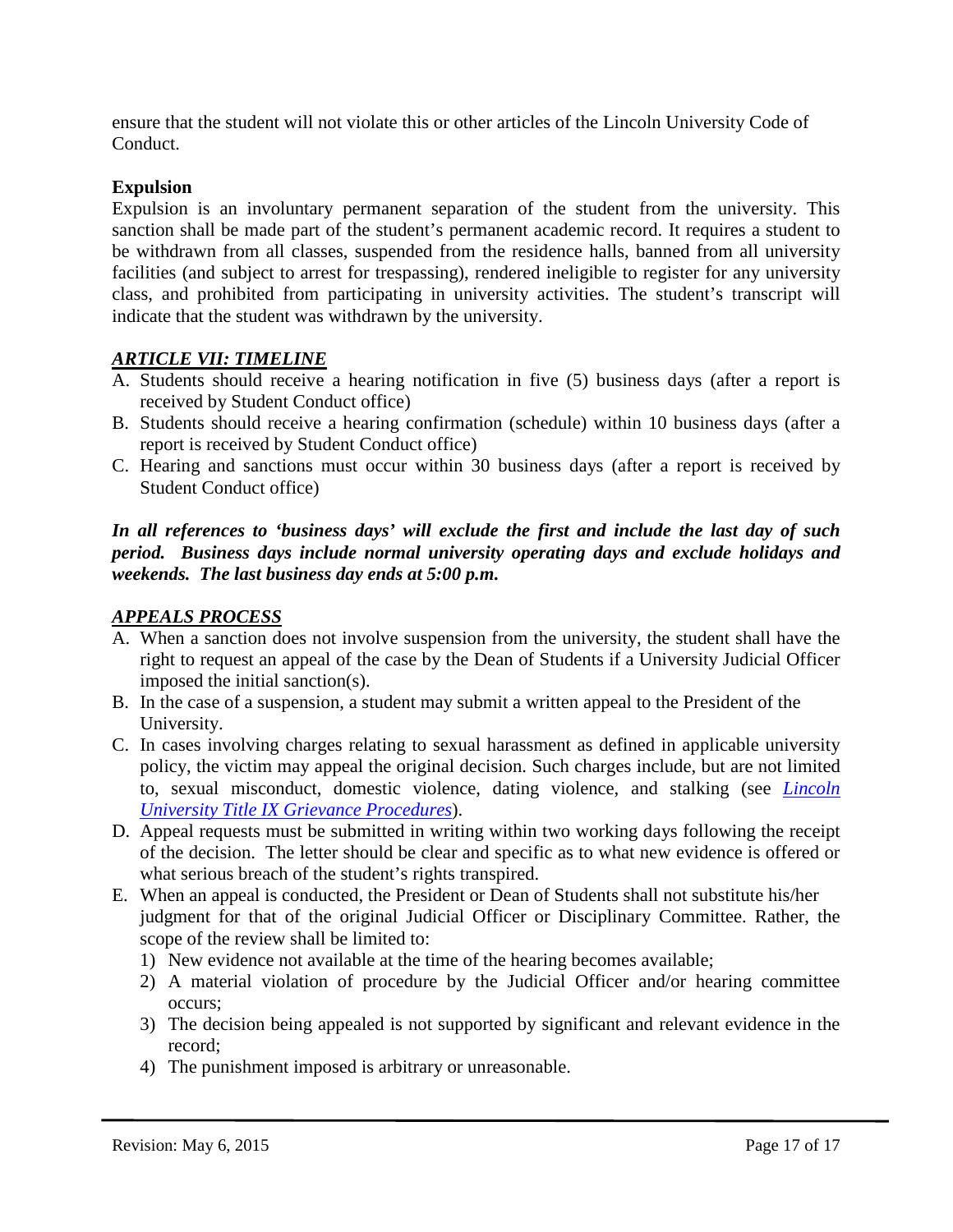ensure that the student will not violate this or other articles of the Lincoln University Code of Conduct.

**Expulsion**

Expulsion is an involuntary permanent separation of the student from the university. This sanction shall be made part of the student's permanent academic record. It requires a student to be withdrawn from all classes, suspended from the residence halls, banned from all university facilities (and subject to arrest for trespassing), rendered ineligible to register for any university class, and prohibited from participating in university activities. The student's transcript will indicate that the student was withdrawn by the university.

## ***ARTICLE VII: TIMELINE***

A. Students should receive a hearing notification in five (5) business days (after a report is received by Student Conduct office)
B. Students should receive a hearing confirmation (schedule) within 10 business days (after a report is received by Student Conduct office)
C. Hearing and sanctions must occur within 30 business days (after a report is received by Student Conduct office)

***In all references to 'business days' will exclude the first and include the last day of such period. Business days include normal university operating days and exclude holidays and weekends. The last business day ends at 5:00 p.m.***

## ***APPEALS PROCESS***

A. When a sanction does not involve suspension from the university, the student shall have the right to request an appeal of the case by the Dean of Students if a University Judicial Officer imposed the initial sanction(s).
B. In the case of a suspension, a student may submit a written appeal to the President of the University.
C. In cases involving charges relating to sexual harassment as defined in applicable university policy, the victim may appeal the original decision. Such charges include, but are not limited to, sexual misconduct, domestic violence, dating violence, and stalking (see *Lincoln University Title IX Grievance Procedures*).
D. Appeal requests must be submitted in writing within two working days following the receipt of the decision. The letter should be clear and specific as to what new evidence is offered or what serious breach of the student's rights transpired.
E. When an appeal is conducted, the President or Dean of Students shall not substitute his/her judgment for that of the original Judicial Officer or Disciplinary Committee. Rather, the scope of the review shall be limited to:
   1) New evidence not available at the time of the hearing becomes available;
   2) A material violation of procedure by the Judicial Officer and/or hearing committee occurs;
   3) The decision being appealed is not supported by significant and relevant evidence in the record;
   4) The punishment imposed is arbitrary or unreasonable.

Revision: May 6, 2015